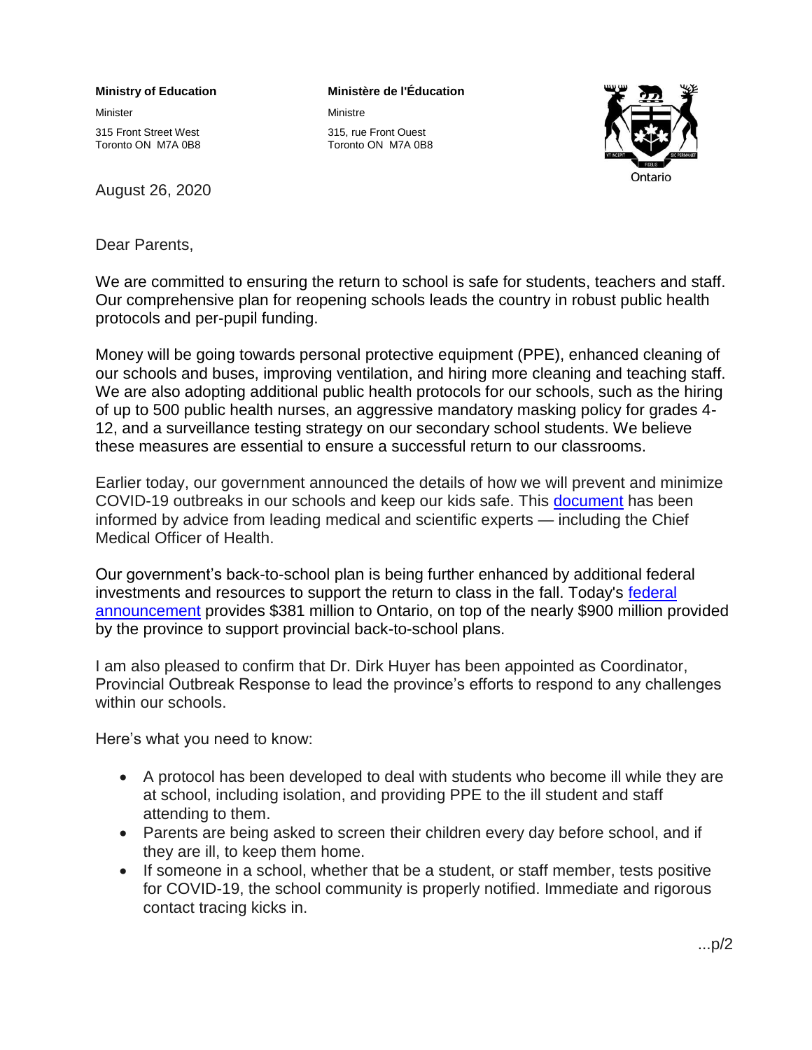**Ministry of Education**

Minister

315 Front Street West
Toronto ON M7A 0B8

**Ministère de l'Éducation**

Ministre

315, rue Front Ouest
Toronto ON M7A 0B8

Ontario

August 26, 2020

Dear Parents,

We are committed to ensuring the return to school is safe for students, teachers and staff. Our comprehensive plan for reopening schools leads the country in robust public health protocols and per-pupil funding.

Money will be going towards personal protective equipment (PPE), enhanced cleaning of our schools and buses, improving ventilation, and hiring more cleaning and teaching staff. We are also adopting additional public health protocols for our schools, such as the hiring of up to 500 public health nurses, an aggressive mandatory masking policy for grades 4-12, and a surveillance testing strategy on our secondary school students. We believe these measures are essential to ensure a successful return to our classrooms.

Earlier today, our government announced the details of how we will prevent and minimize COVID-19 outbreaks in our schools and keep our kids safe. This document has been informed by advice from leading medical and scientific experts — including the Chief Medical Officer of Health.

Our government's back-to-school plan is being further enhanced by additional federal investments and resources to support the return to class in the fall. Today's federal announcement provides $381 million to Ontario, on top of the nearly $900 million provided by the province to support provincial back-to-school plans.

I am also pleased to confirm that Dr. Dirk Huyer has been appointed as Coordinator, Provincial Outbreak Response to lead the province's efforts to respond to any challenges within our schools.

Here's what you need to know:

- A protocol has been developed to deal with students who become ill while they are at school, including isolation, and providing PPE to the ill student and staff attending to them.
- Parents are being asked to screen their children every day before school, and if they are ill, to keep them home.
- If someone in a school, whether that be a student, or staff member, tests positive for COVID-19, the school community is properly notified. Immediate and rigorous contact tracing kicks in.

...p/2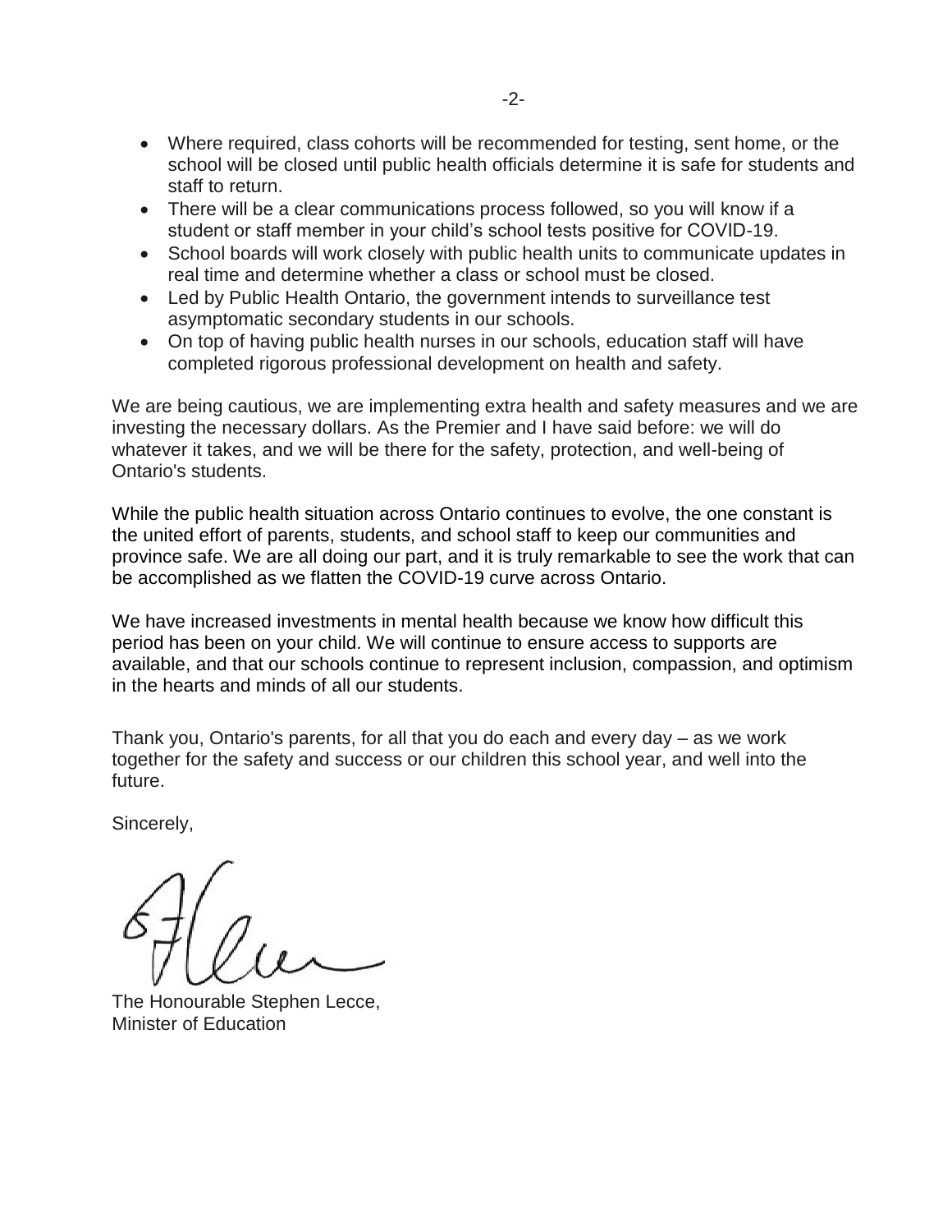- Where required, class cohorts will be recommended for testing, sent home, or the school will be closed until public health officials determine it is safe for students and staff to return.
- There will be a clear communications process followed, so you will know if a student or staff member in your child's school tests positive for COVID-19.
- School boards will work closely with public health units to communicate updates in real time and determine whether a class or school must be closed.
- Led by Public Health Ontario, the government intends to surveillance test asymptomatic secondary students in our schools.
- On top of having public health nurses in our schools, education staff will have completed rigorous professional development on health and safety.

We are being cautious, we are implementing extra health and safety measures and we are investing the necessary dollars. As the Premier and I have said before: we will do whatever it takes, and we will be there for the safety, protection, and well-being of Ontario's students.

While the public health situation across Ontario continues to evolve, the one constant is the united effort of parents, students, and school staff to keep our communities and province safe. We are all doing our part, and it is truly remarkable to see the work that can be accomplished as we flatten the COVID-19 curve across Ontario.

We have increased investments in mental health because we know how difficult this period has been on your child. We will continue to ensure access to supports are available, and that our schools continue to represent inclusion, compassion, and optimism in the hearts and minds of all our students.

Thank you, Ontario's parents, for all that you do each and every day – as we work together for the safety and success or our children this school year, and well into the future.

Sincerely,

The Honourable Stephen Lecce,
Minister of Education